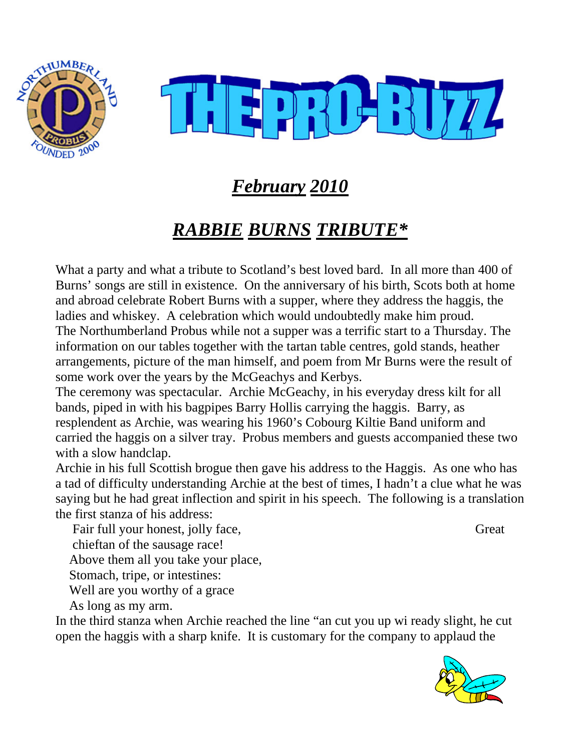# THE PRO-BUZZ

## *February 2010*

## *RABBIE BURNS TRIBUTE**

What a party and what a tribute to Scotland's best loved bard. In all more than 400 of Burns' songs are still in existence. On the anniversary of his birth, Scots both at home and abroad celebrate Robert Burns with a supper, where they address the haggis, the ladies and whiskey. A celebration which would undoubtedly make him proud.
The Northumberland Probus while not a supper was a terrific start to a Thursday. The information on our tables together with the tartan table centres, gold stands, heather arrangements, picture of the man himself, and poem from Mr Burns were the result of some work over the years by the McGeachys and Kerbys.
The ceremony was spectacular. Archie McGeachy, in his everyday dress kilt for all bands, piped in with his bagpipes Barry Hollis carrying the haggis. Barry, as resplendent as Archie, was wearing his 1960's Cobourg Kiltie Band uniform and carried the haggis on a silver tray. Probus members and guests accompanied these two with a slow handclap.
Archie in his full Scottish brogue then gave his address to the Haggis. As one who has a tad of difficulty understanding Archie at the best of times, I hadn't a clue what he was saying but he had great inflection and spirit in his speech. The following is a translation the first stanza of his address:

Fair full your honest, jolly face, Great
chieftan of the sausage race!
Above them all you take your place,
Stomach, tripe, or intestines:
Well are you worthy of a grace
As long as my arm.

In the third stanza when Archie reached the line "an cut you up wi ready slight, he cut open the haggis with a sharp knife. It is customary for the company to applaud the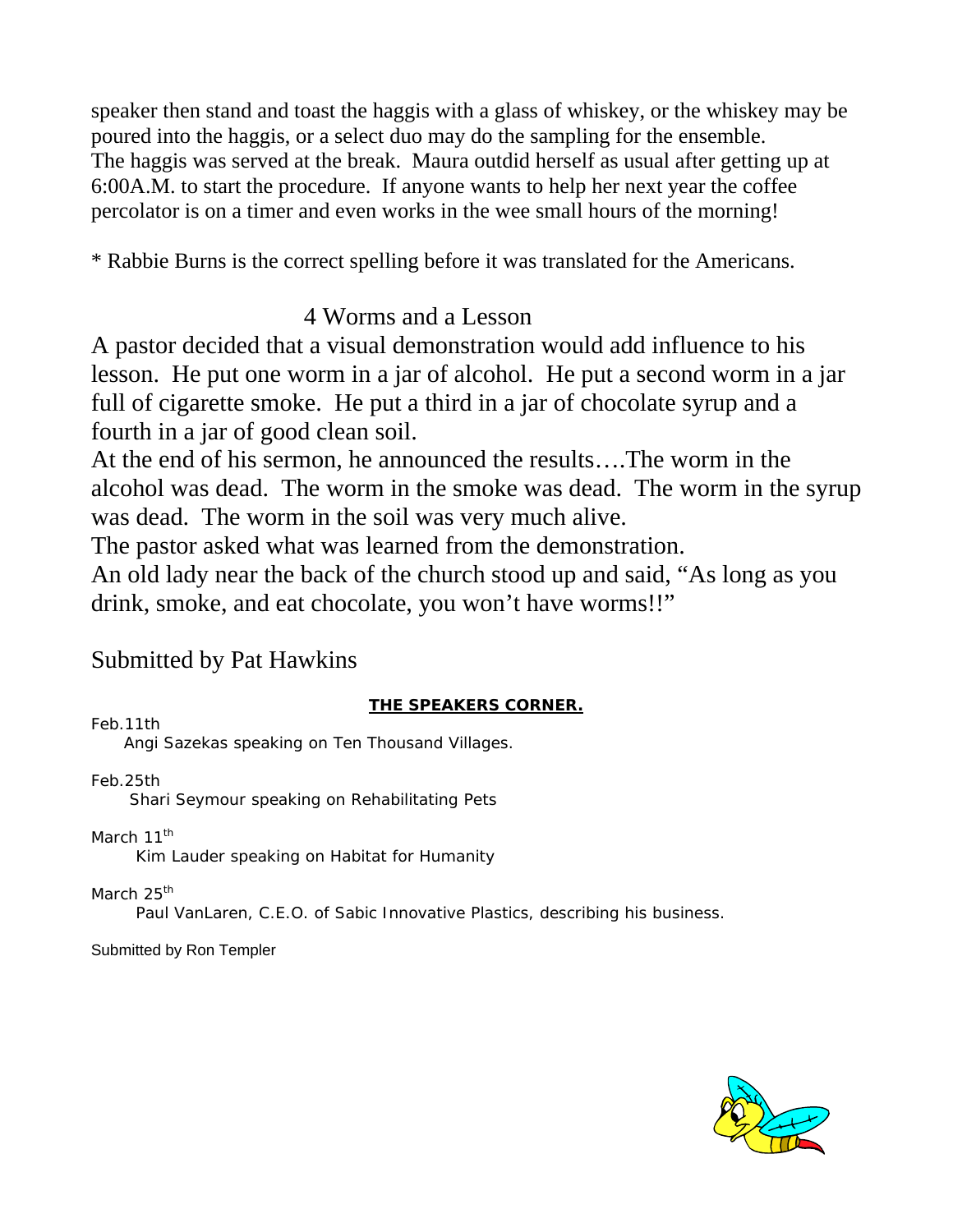speaker then stand and toast the haggis with a glass of whiskey, or the whiskey may be poured into the haggis, or a select duo may do the sampling for the ensemble.
The haggis was served at the break. Maura outdid herself as usual after getting up at 6:00A.M. to start the procedure. If anyone wants to help her next year the coffee percolator is on a timer and even works in the wee small hours of the morning!

* Rabbie Burns is the correct spelling before it was translated for the Americans.

## 4 Worms and a Lesson

A pastor decided that a visual demonstration would add influence to his lesson. He put one worm in a jar of alcohol. He put a second worm in a jar full of cigarette smoke. He put a third in a jar of chocolate syrup and a fourth in a jar of good clean soil.
At the end of his sermon, he announced the results….The worm in the alcohol was dead. The worm in the smoke was dead. The worm in the syrup was dead. The worm in the soil was very much alive.
The pastor asked what was learned from the demonstration.
An old lady near the back of the church stood up and said, “As long as you drink, smoke, and eat chocolate, you won’t have worms!!”

Submitted by Pat Hawkins

## THE SPEAKERS CORNER.

Feb.11th
Angi Sazekas speaking on Ten Thousand Villages.

Feb.25th
Shari Seymour speaking on Rehabilitating Pets

March 11th
Kim Lauder speaking on Habitat for Humanity

March 25th
Paul VanLaren, C.E.O. of Sabic Innovative Plastics, describing his business.

Submitted by Ron Templer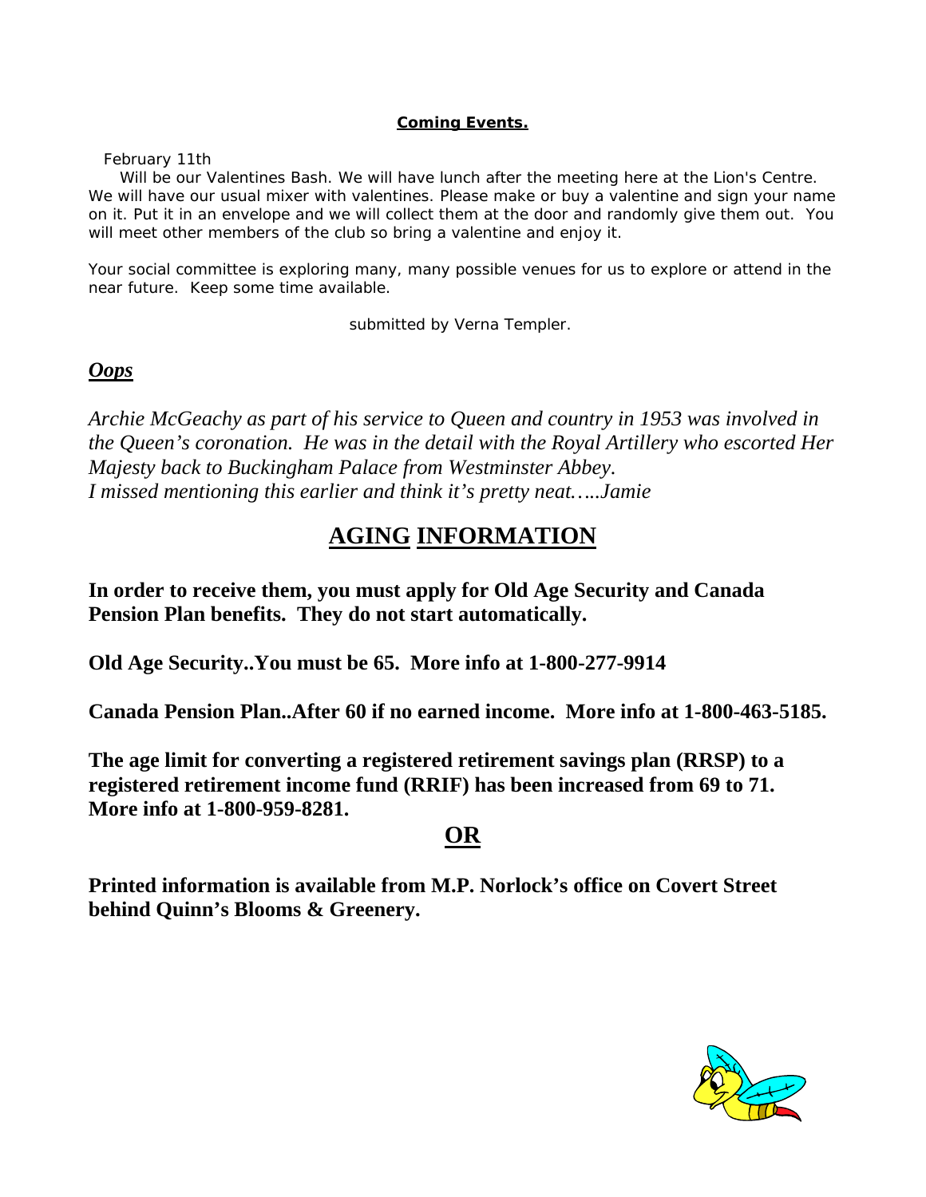**Coming Events.**

February 11th

Will be our Valentines Bash. We will have lunch after the meeting here at the Lion's Centre. We will have our usual mixer with valentines. Please make or buy a valentine and sign your name on it. Put it in an envelope and we will collect them at the door and randomly give them out. You will meet other members of the club so bring a valentine and enjoy it.

Your social committee is exploring many, many possible venues for us to explore or attend in the near future. Keep some time available.

submitted by Verna Templer.

***Oops***

*Archie McGeachy as part of his service to Queen and country in 1953 was involved in the Queen's coronation. He was in the detail with the Royal Artillery who escorted Her Majesty back to Buckingham Palace from Westminster Abbey.*
*I missed mentioning this earlier and think it's pretty neat…..Jamie*

# AGING INFORMATION

**In order to receive them, you must apply for Old Age Security and Canada Pension Plan benefits. They do not start automatically.**

**Old Age Security..You must be 65. More info at 1-800-277-9914**

**Canada Pension Plan..After 60 if no earned income. More info at 1-800-463-5185.**

**The age limit for converting a registered retirement savings plan (RRSP) to a registered retirement income fund (RRIF) has been increased from 69 to 71. More info at 1-800-959-8281.**

**OR**

**Printed information is available from M.P. Norlock's office on Covert Street behind Quinn's Blooms & Greenery.**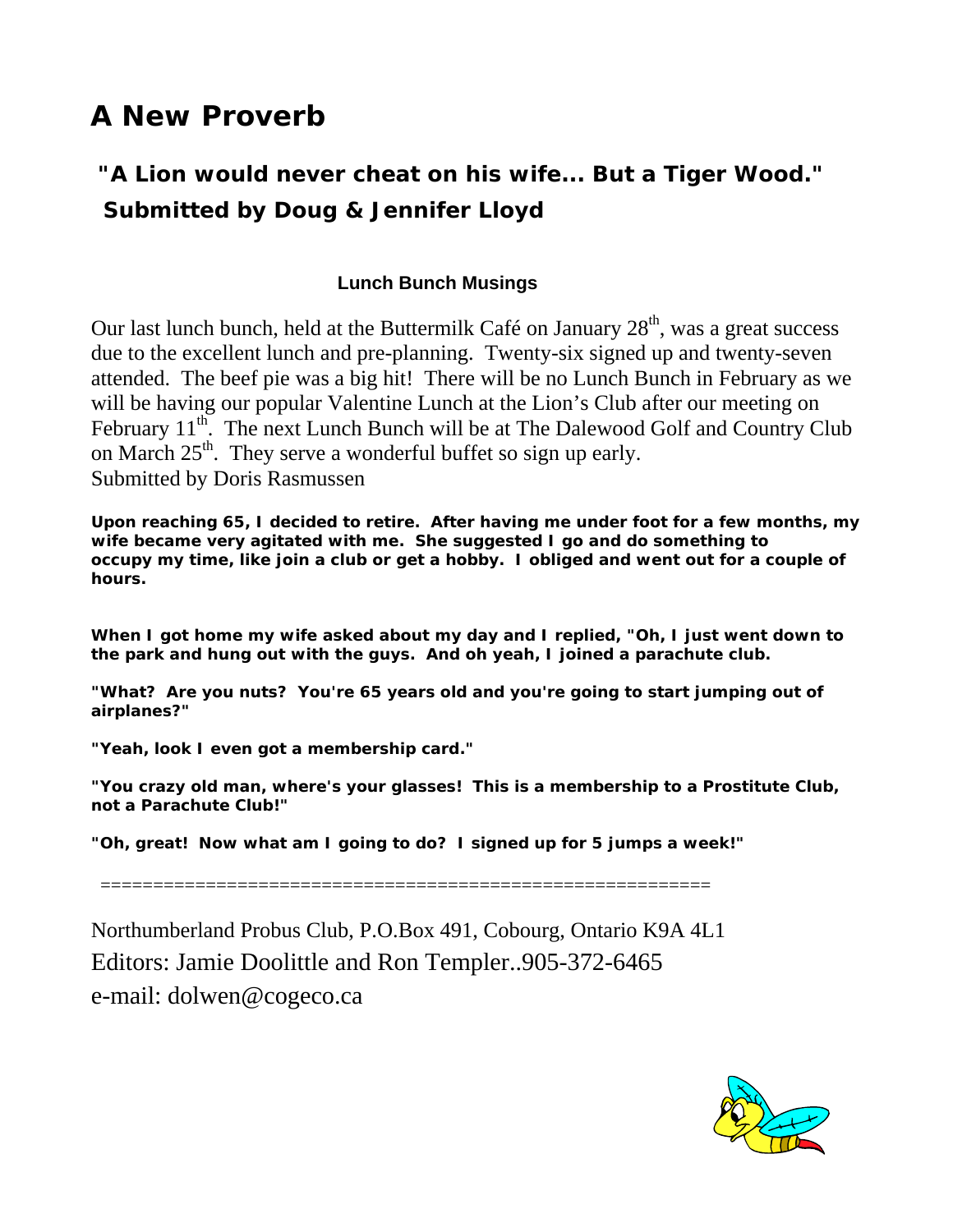# A New Proverb

## "A Lion would never cheat on his wife... But a Tiger Wood."

## Submitted by Doug & Jennifer Lloyd

### Lunch Bunch Musings

Our last lunch bunch, held at the Buttermilk Café on January 28th, was a great success due to the excellent lunch and pre-planning. Twenty-six signed up and twenty-seven attended. The beef pie was a big hit! There will be no Lunch Bunch in February as we will be having our popular Valentine Lunch at the Lion's Club after our meeting on February 11th. The next Lunch Bunch will be at The Dalewood Golf and Country Club on March 25th. They serve a wonderful buffet so sign up early.
Submitted by Doris Rasmussen

**Upon reaching 65, I decided to retire. After having me under foot for a few months, my wife became very agitated with me. She suggested I go and do something to occupy my time, like join a club or get a hobby. I obliged and went out for a couple of hours.**

**When I got home my wife asked about my day and I replied, "Oh, I just went down to the park and hung out with the guys. And oh yeah, I joined a parachute club.**

**"What? Are you nuts? You're 65 years old and you're going to start jumping out of airplanes?"**

**"Yeah, look I even got a membership card."**

**"You crazy old man, where's your glasses! This is a membership to a Prostitute Club, not a Parachute Club!"**

**"Oh, great! Now what am I going to do? I signed up for 5 jumps a week!"**

==========================================================

Northumberland Probus Club, P.O.Box 491, Cobourg, Ontario K9A 4L1
Editors: Jamie Doolittle and Ron Templer..905-372-6465
e-mail: dolwen@cogeco.ca